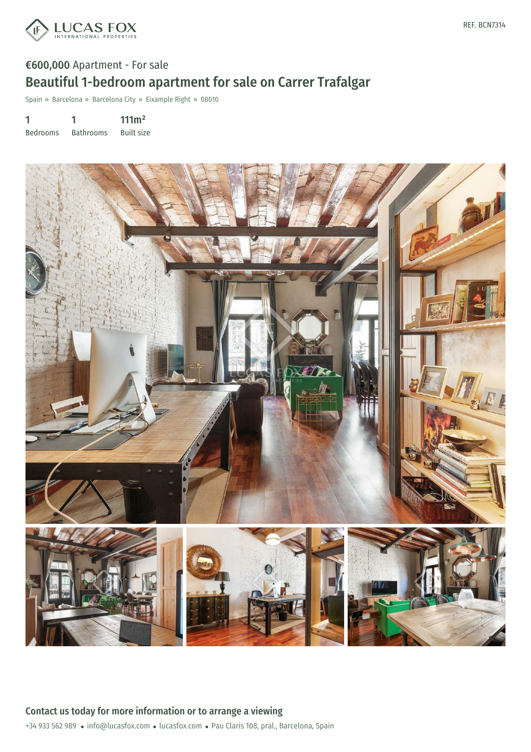REF. BCN7314

**€600,000** Apartment - For sale

# Beautiful 1-bedroom apartment for sale on Carrer Trafalgar

Spain » Barcelona » Barcelona City » Eixample Right » 08010

| 1 | 1 | 111m² |
|---|---|---|
| Bedrooms | Bathrooms | Built size |

## Contact us today for more information or to arrange a viewing

+34 933 562 989 • info@lucasfox.com • lucasfox.com • Pau Claris 108, pral., Barcelona, Spain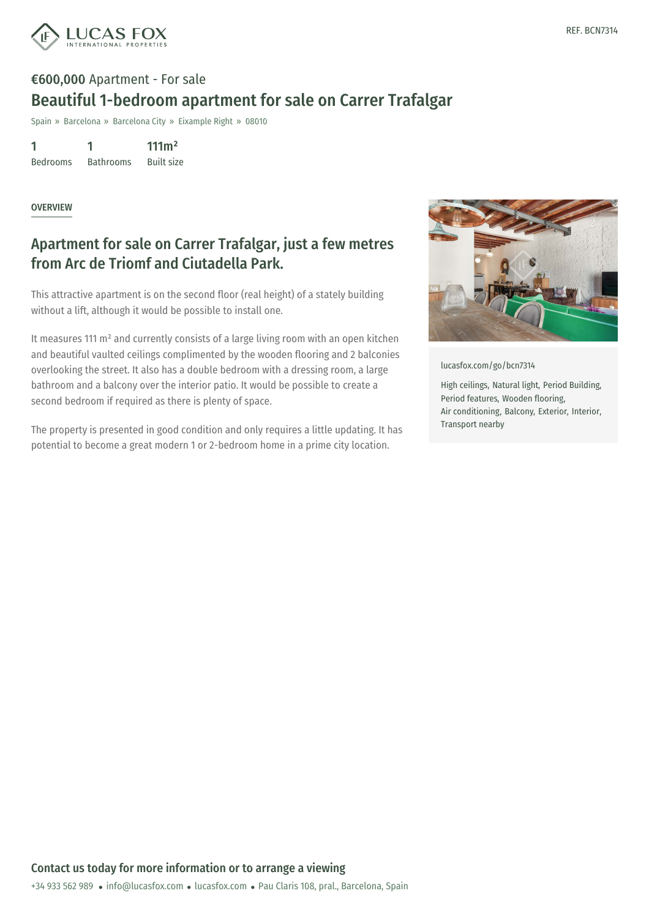LUCAS FOX INTERNATIONAL PROPERTIES

REF. BCN7314

**€600,000** Apartment - For sale

# Beautiful 1-bedroom apartment for sale on Carrer Trafalgar

Spain » Barcelona » Barcelona City » Eixample Right » 08010

| 1 | 1 | 111m² |
|---|---|---|
| Bedrooms | Bathrooms | Built size |

OVERVIEW

## Apartment for sale on Carrer Trafalgar, just a few metres from Arc de Triomf and Ciutadella Park.

This attractive apartment is on the second floor (real height) of a stately building without a lift, although it would be possible to install one.

It measures 111 m² and currently consists of a large living room with an open kitchen and beautiful vaulted ceilings complimented by the wooden flooring and 2 balconies overlooking the street. It also has a double bedroom with a dressing room, a large bathroom and a balcony over the interior patio. It would be possible to create a second bedroom if required as there is plenty of space.

The property is presented in good condition and only requires a little updating. It has potential to become a great modern 1 or 2-bedroom home in a prime city location.

lucasfox.com/go/bcn7314

High ceilings, Natural light, Period Building, Period features, Wooden flooring, Air conditioning, Balcony, Exterior, Interior, Transport nearby

**Contact us today for more information or to arrange a viewing**

+34 933 562 989 • info@lucasfox.com • lucasfox.com • Pau Claris 108, pral., Barcelona, Spain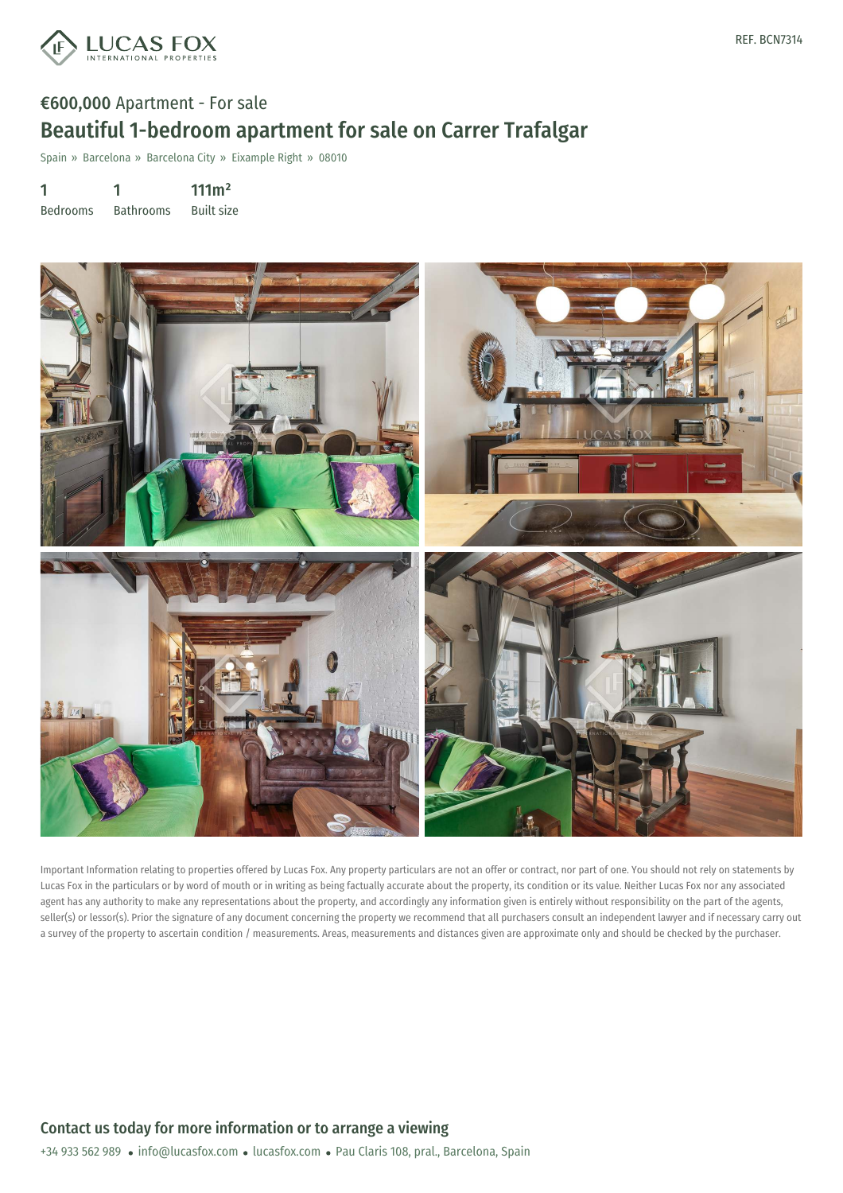REF. BCN7314

**€600,000** Apartment - For sale

# Beautiful 1-bedroom apartment for sale on Carrer Trafalgar

Spain » Barcelona » Barcelona City » Eixample Right » 08010

| 1 | 1 | 111m² |
|---|---|---|
| Bedrooms | Bathrooms | Built size |

Important Information relating to properties offered by Lucas Fox. Any property particulars are not an offer or contract, nor part of one. You should not rely on statements by Lucas Fox in the particulars or by word of mouth or in writing as being factually accurate about the property, its condition or its value. Neither Lucas Fox nor any associated agent has any authority to make any representations about the property, and accordingly any information given is entirely without responsibility on the part of the agents, seller(s) or lessor(s). Prior the signature of any document concerning the property we recommend that all purchasers consult an independent lawyer and if necessary carry out a survey of the property to ascertain condition / measurements. Areas, measurements and distances given are approximate only and should be checked by the purchaser.

## Contact us today for more information or to arrange a viewing

+34 933 562 989 • info@lucasfox.com • lucasfox.com • Pau Claris 108, pral., Barcelona, Spain